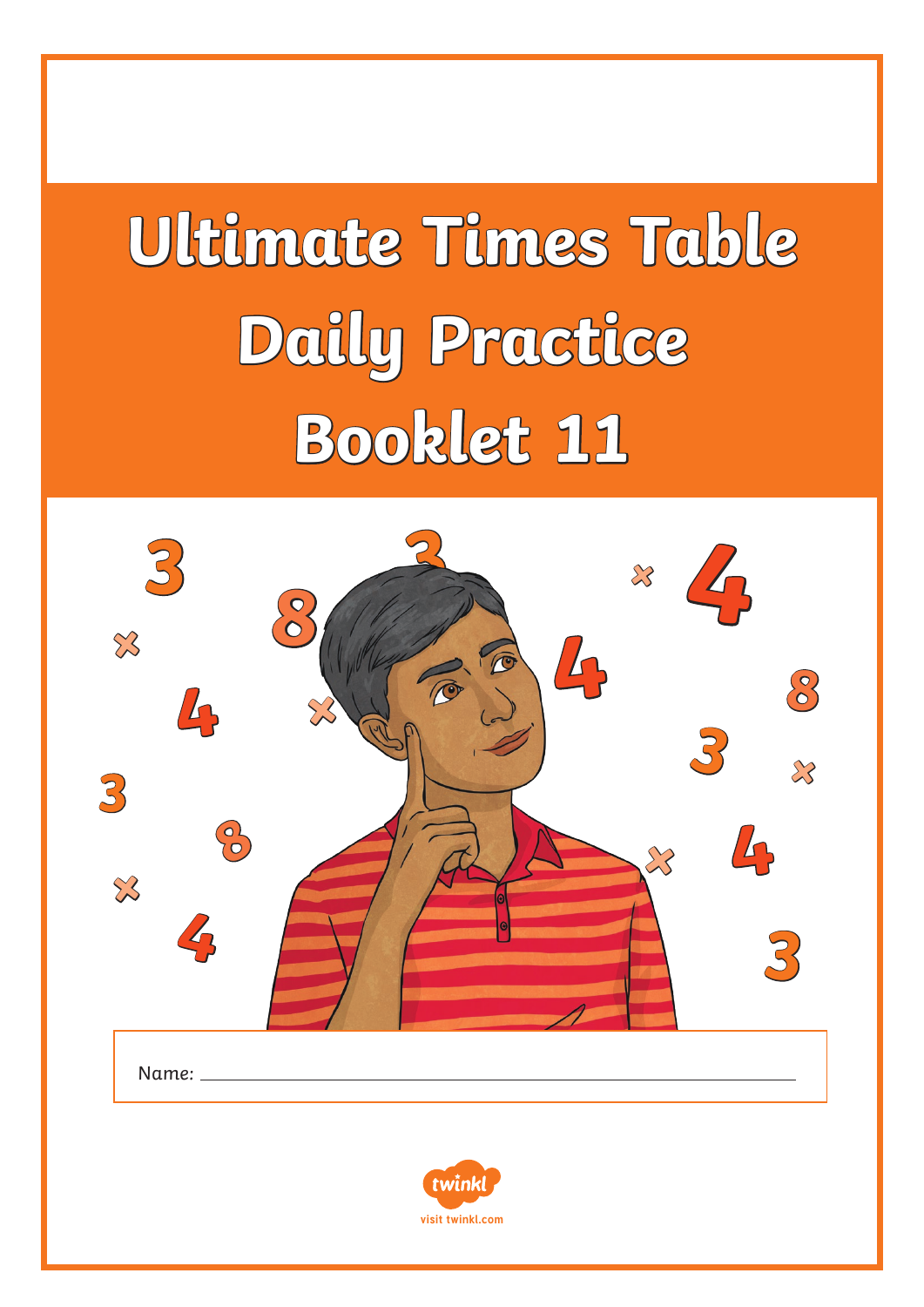# Ultimate Times Table Daily Practice Booklet 11

Name: \_\_\_\_\_\_\_\_\_\_\_\_\_\_\_\_\_\_\_\_\_\_\_\_\_\_\_\_\_\_\_\_\_\_\_\_\_\_\_\_\_\_

twinkl
visit twinkl.com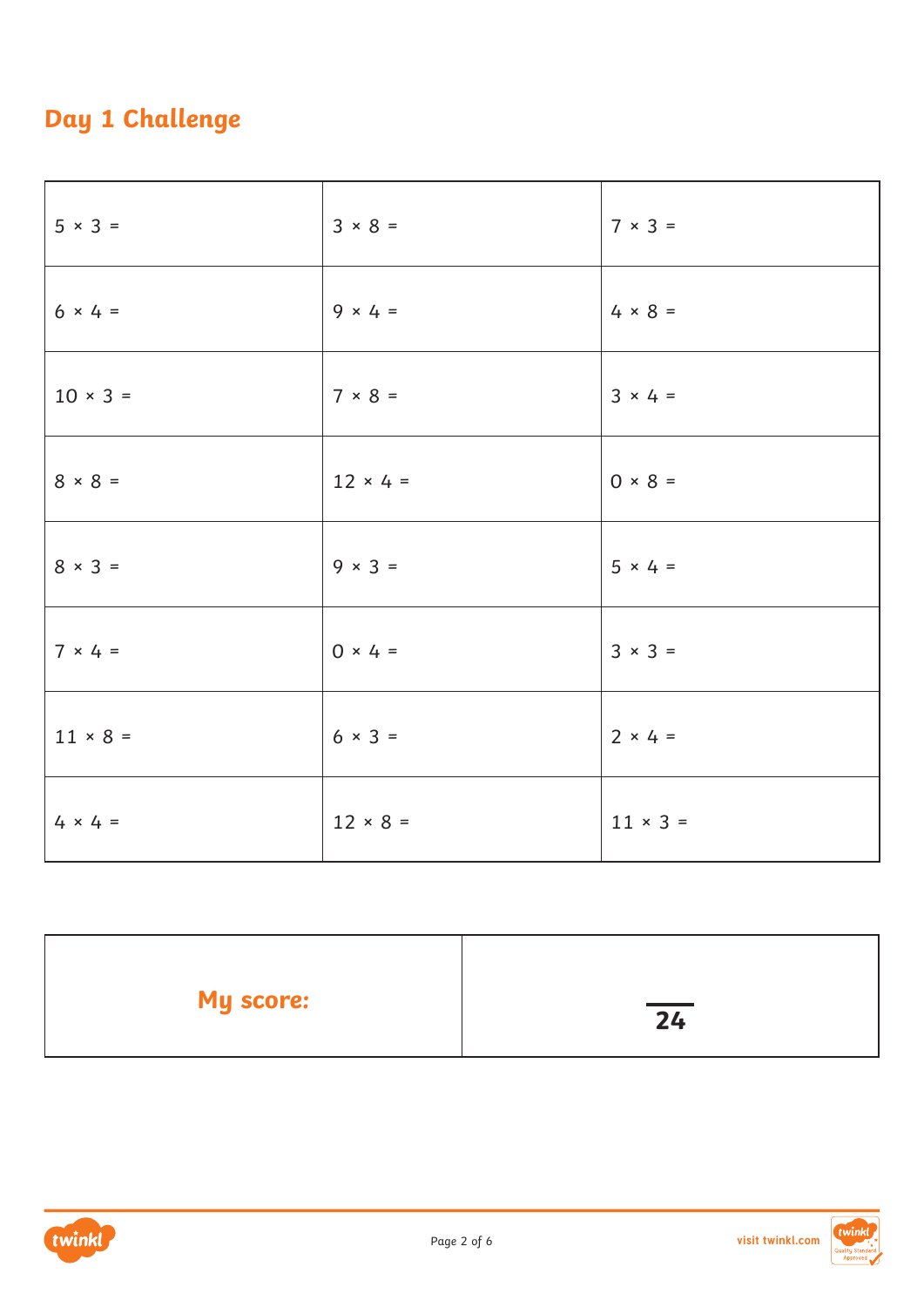## Day 1 Challenge

| | | |
|---|---|---|
| 5 × 3 = | 3 × 8 = | 7 × 3 = |
| 6 × 4 = | 9 × 4 = | 4 × 8 = |
| 10 × 3 = | 7 × 8 = | 3 × 4 = |
| 8 × 8 = | 12 × 4 = | 0 × 8 = |
| 8 × 3 = | 9 × 3 = | 5 × 4 = |
| 7 × 4 = | 0 × 4 = | 3 × 3 = |
| 11 × 8 = | 6 × 3 = | 2 × 4 = |
| 4 × 4 = | 12 × 8 = | 11 × 3 = |

| | |
|---|---|
| **My score:** | $\frac{\quad}{24}$ |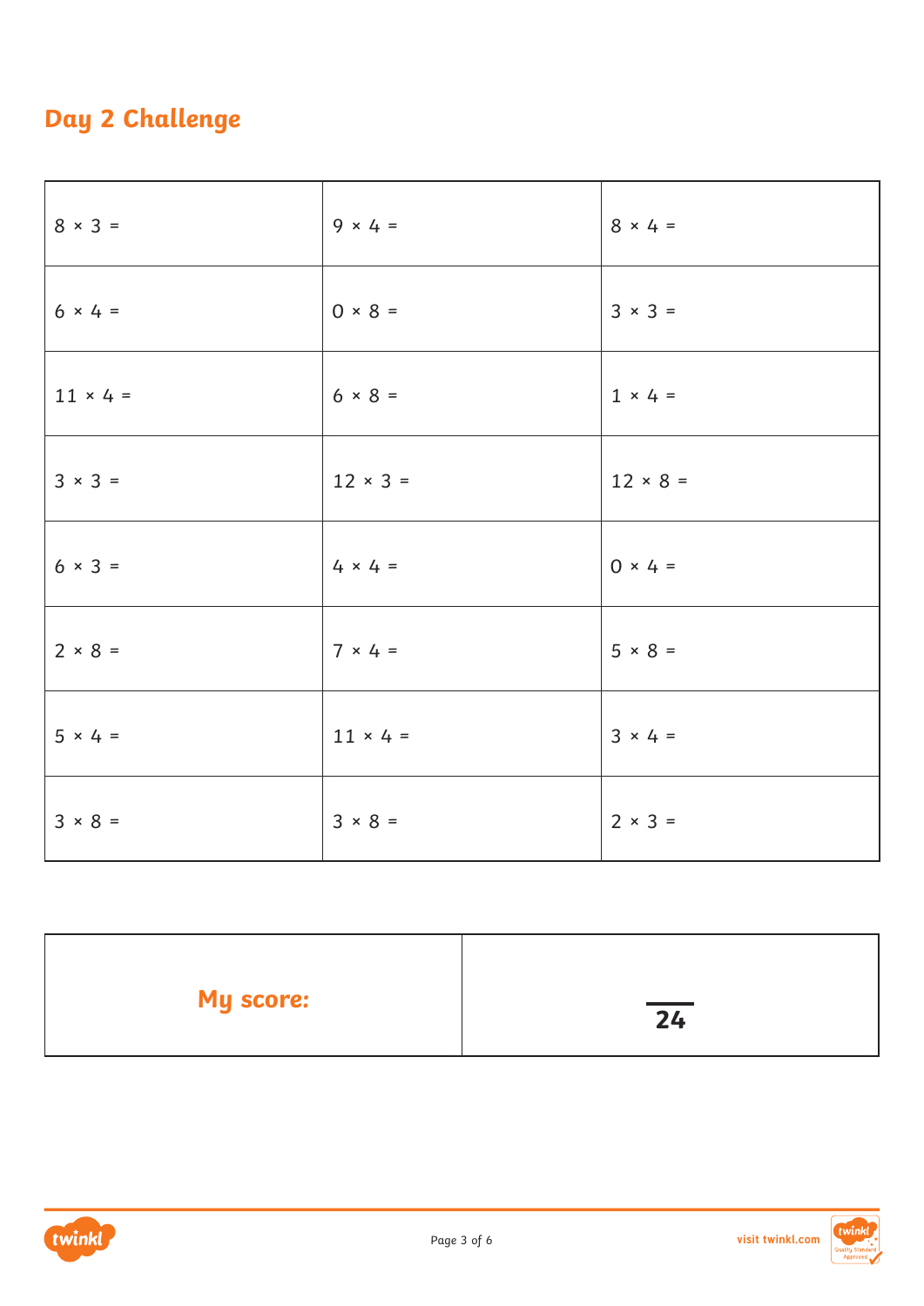## Day 2 Challenge

| | | |
|---|---|---|
| 8 × 3 = | 9 × 4 = | 8 × 4 = |
| 6 × 4 = | 0 × 8 = | 3 × 3 = |
| 11 × 4 = | 6 × 8 = | 1 × 4 = |
| 3 × 3 = | 12 × 3 = | 12 × 8 = |
| 6 × 3 = | 4 × 4 = | 0 × 4 = |
| 2 × 8 = | 7 × 4 = | 5 × 8 = |
| 5 × 4 = | 11 × 4 = | 3 × 4 = |
| 3 × 8 = | 3 × 8 = | 2 × 3 = |

| | |
|---|---|
| **My score:** | ___ / 24 |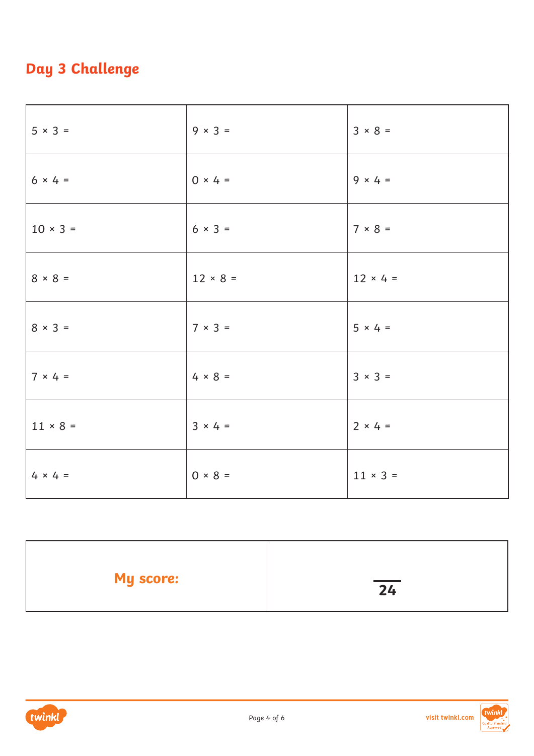## Day 3 Challenge

| | | |
|---|---|---|
| $5 \times 3 =$ | $9 \times 3 =$ | $3 \times 8 =$ |
| $6 \times 4 =$ | $0 \times 4 =$ | $9 \times 4 =$ |
| $10 \times 3 =$ | $6 \times 3 =$ | $7 \times 8 =$ |
| $8 \times 8 =$ | $12 \times 8 =$ | $12 \times 4 =$ |
| $8 \times 3 =$ | $7 \times 3 =$ | $5 \times 4 =$ |
| $7 \times 4 =$ | $4 \times 8 =$ | $3 \times 3 =$ |
| $11 \times 8 =$ | $3 \times 4 =$ | $2 \times 4 =$ |
| $4 \times 4 =$ | $0 \times 8 =$ | $11 \times 3 =$ |

| | |
|---|---|
| **My score:** | $\frac{\quad}{24}$ |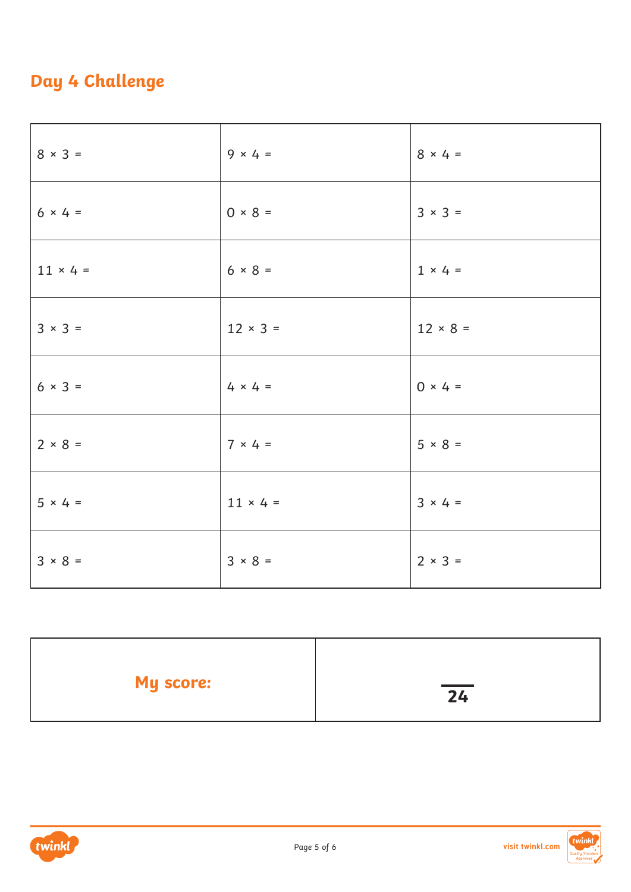## Day 4 Challenge

| | | |
|---|---|---|
| 8 × 3 = | 9 × 4 = | 8 × 4 = |
| 6 × 4 = | 0 × 8 = | 3 × 3 = |
| 11 × 4 = | 6 × 8 = | 1 × 4 = |
| 3 × 3 = | 12 × 3 = | 12 × 8 = |
| 6 × 3 = | 4 × 4 = | 0 × 4 = |
| 2 × 8 = | 7 × 4 = | 5 × 8 = |
| 5 × 4 = | 11 × 4 = | 3 × 4 = |
| 3 × 8 = | 3 × 8 = | 2 × 3 = |

| | |
|---|---|
| **My score:** | ___ / **24** |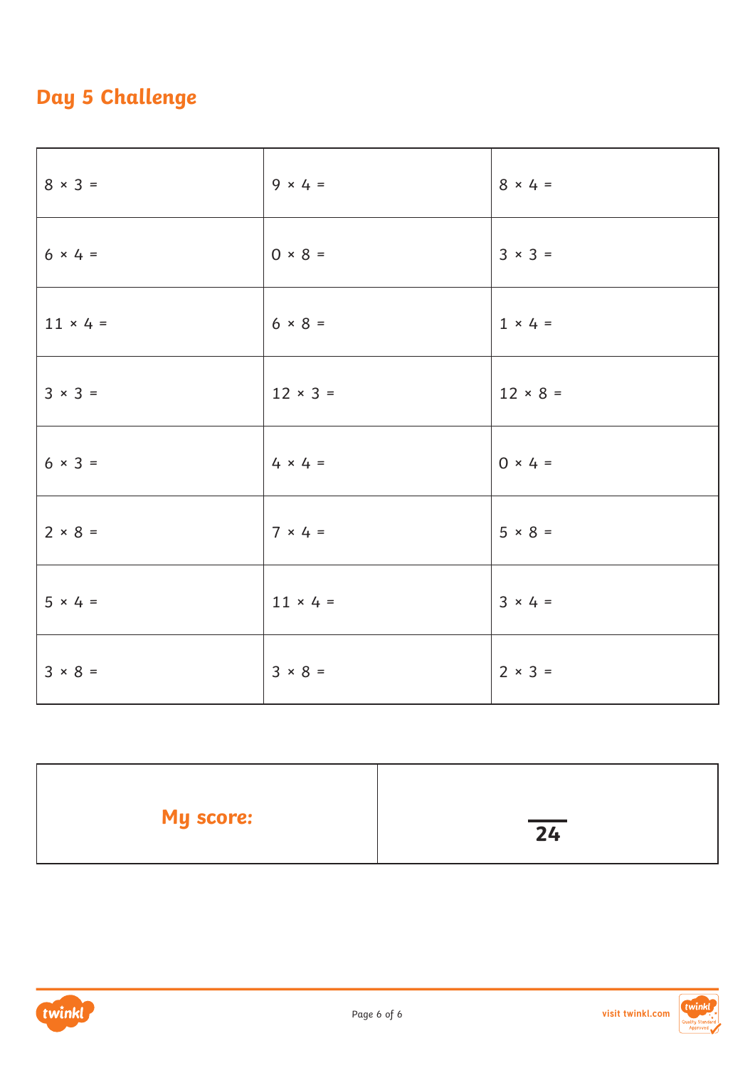## Day 5 Challenge

| | | |
|---|---|---|
| $8 \times 3 =$ | $9 \times 4 =$ | $8 \times 4 =$ |
| $6 \times 4 =$ | $0 \times 8 =$ | $3 \times 3 =$ |
| $11 \times 4 =$ | $6 \times 8 =$ | $1 \times 4 =$ |
| $3 \times 3 =$ | $12 \times 3 =$ | $12 \times 8 =$ |
| $6 \times 3 =$ | $4 \times 4 =$ | $0 \times 4 =$ |
| $2 \times 8 =$ | $7 \times 4 =$ | $5 \times 8 =$ |
| $5 \times 4 =$ | $11 \times 4 =$ | $3 \times 4 =$ |
| $3 \times 8 =$ | $3 \times 8 =$ | $2 \times 3 =$ |

| | |
|---|---|
| **My score:** | $\overline{24}$ |